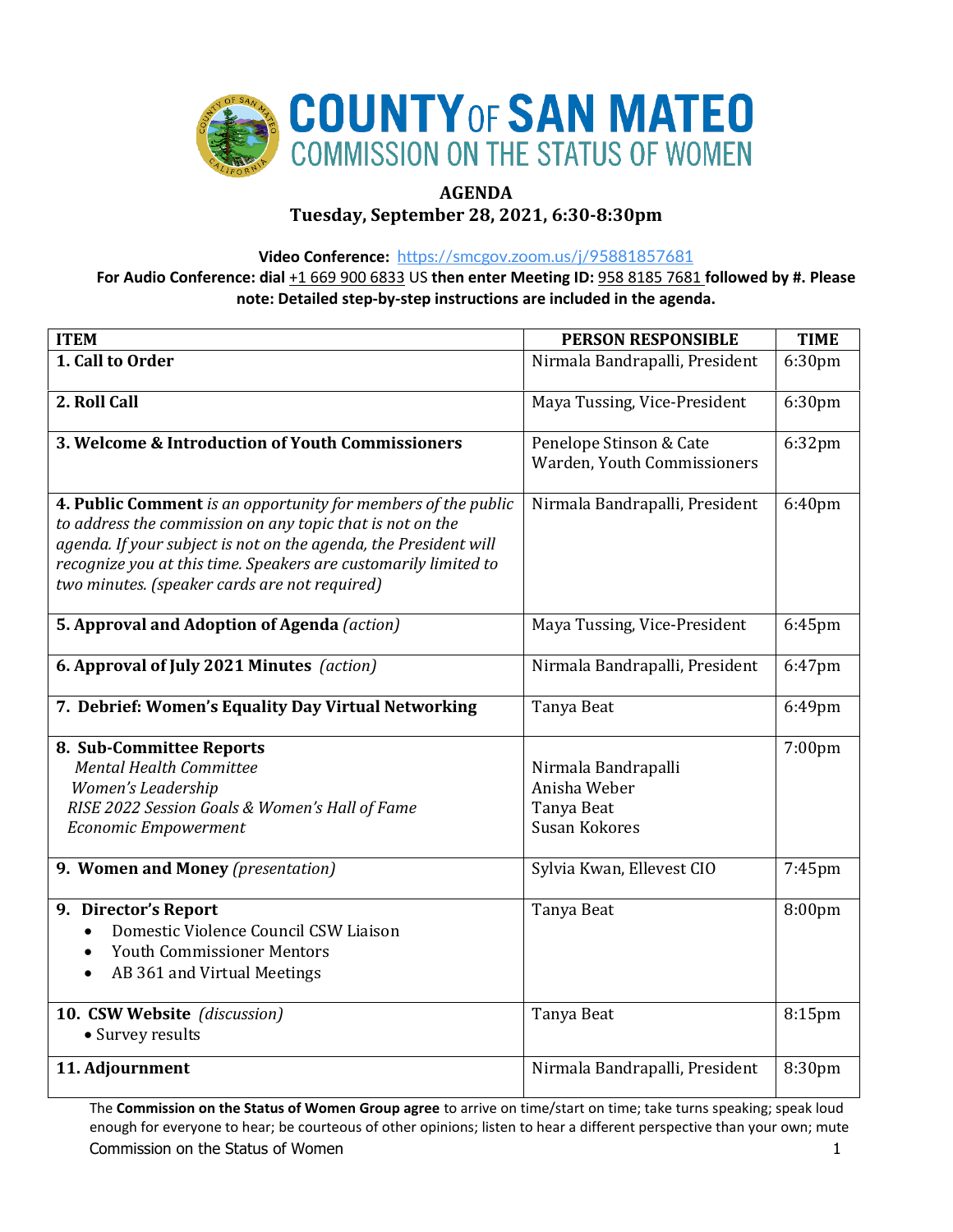# COUNTY OF SAN MATEO
## COMMISSION ON THE STATUS OF WOMEN

**AGENDA**
**Tuesday, September 28, 2021, 6:30-8:30pm**

**Video Conference:** https://smcgov.zoom.us/j/95881857681
**For Audio Conference: dial** +1 669 900 6833 US **then enter Meeting ID:** 958 8185 7681 **followed by #. Please note: Detailed step-by-step instructions are included in the agenda.**

| ITEM | PERSON RESPONSIBLE | TIME |
|---|---|---|
| **1. Call to Order** | Nirmala Bandrapalli, President | 6:30pm |
| **2. Roll Call** | Maya Tussing, Vice-President | 6:30pm |
| **3. Welcome & Introduction of Youth Commissioners** | Penelope Stinson & Cate Warden, Youth Commissioners | 6:32pm |
| **4. Public Comment** *is an opportunity for members of the public to address the commission on any topic that is not on the agenda. If your subject is not on the agenda, the President will recognize you at this time. Speakers are customarily limited to two minutes. (speaker cards are not required)* | Nirmala Bandrapalli, President | 6:40pm |
| **5. Approval and Adoption of Agenda** *(action)* | Maya Tussing, Vice-President | 6:45pm |
| **6. Approval of July 2021 Minutes** *(action)* | Nirmala Bandrapalli, President | 6:47pm |
| **7. Debrief: Women's Equality Day Virtual Networking** | Tanya Beat | 6:49pm |
| **8. Sub-Committee Reports**<br>*Mental Health Committee*<br>*Women's Leadership*<br>*RISE 2022 Session Goals & Women's Hall of Fame*<br>*Economic Empowerment* | <br>Nirmala Bandrapalli<br>Anisha Weber<br>Tanya Beat<br>Susan Kokores | 7:00pm |
| **9. Women and Money** *(presentation)* | Sylvia Kwan, Ellevest CIO | 7:45pm |
| **9. Director's Report**<br>• Domestic Violence Council CSW Liaison<br>• Youth Commissioner Mentors<br>• AB 361 and Virtual Meetings | Tanya Beat | 8:00pm |
| **10. CSW Website** *(discussion)*<br>• Survey results | Tanya Beat | 8:15pm |
| **11. Adjournment** | Nirmala Bandrapalli, President | 8:30pm |

The **Commission on the Status of Women Group agree** to arrive on time/start on time; take turns speaking; speak loud enough for everyone to hear; be courteous of other opinions; listen to hear a different perspective than your own; mute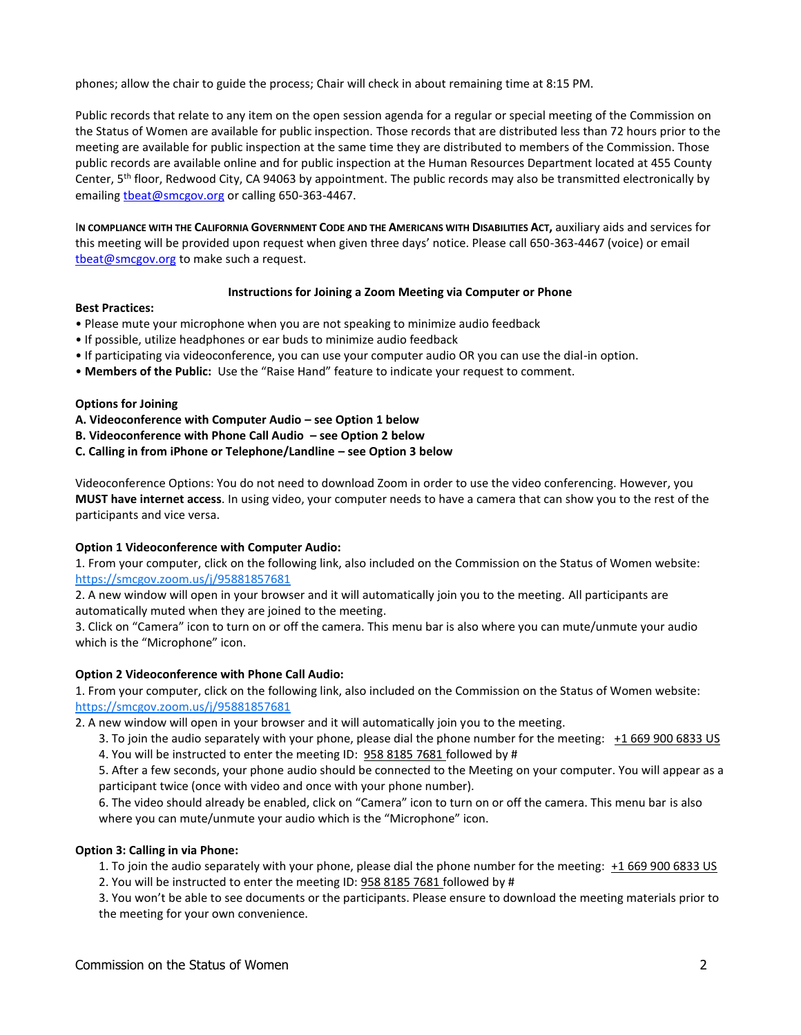phones; allow the chair to guide the process; Chair will check in about remaining time at 8:15 PM.

Public records that relate to any item on the open session agenda for a regular or special meeting of the Commission on the Status of Women are available for public inspection. Those records that are distributed less than 72 hours prior to the meeting are available for public inspection at the same time they are distributed to members of the Commission. Those public records are available online and for public inspection at the Human Resources Department located at 455 County Center, 5th floor, Redwood City, CA 94063 by appointment. The public records may also be transmitted electronically by emailing tbeat@smcgov.org or calling 650-363-4467.

**IN COMPLIANCE WITH THE CALIFORNIA GOVERNMENT CODE AND THE AMERICANS WITH DISABILITIES ACT,** auxiliary aids and services for this meeting will be provided upon request when given three days' notice. Please call 650-363-4467 (voice) or email tbeat@smcgov.org to make such a request.

**Instructions for Joining a Zoom Meeting via Computer or Phone**

**Best Practices:**

- Please mute your microphone when you are not speaking to minimize audio feedback
- If possible, utilize headphones or ear buds to minimize audio feedback
- If participating via videoconference, you can use your computer audio OR you can use the dial-in option.
- **Members of the Public:** Use the "Raise Hand" feature to indicate your request to comment.

**Options for Joining**

**A. Videoconference with Computer Audio – see Option 1 below**
**B. Videoconference with Phone Call Audio – see Option 2 below**
**C. Calling in from iPhone or Telephone/Landline – see Option 3 below**

Videoconference Options: You do not need to download Zoom in order to use the video conferencing. However, you **MUST have internet access**. In using video, your computer needs to have a camera that can show you to the rest of the participants and vice versa.

**Option 1 Videoconference with Computer Audio:**

1. From your computer, click on the following link, also included on the Commission on the Status of Women website: https://smcgov.zoom.us/j/95881857681
2. A new window will open in your browser and it will automatically join you to the meeting. All participants are automatically muted when they are joined to the meeting.
3. Click on "Camera" icon to turn on or off the camera. This menu bar is also where you can mute/unmute your audio which is the "Microphone" icon.

**Option 2 Videoconference with Phone Call Audio:**

1. From your computer, click on the following link, also included on the Commission on the Status of Women website: https://smcgov.zoom.us/j/95881857681
2. A new window will open in your browser and it will automatically join you to the meeting.
   3. To join the audio separately with your phone, please dial the phone number for the meeting: +1 669 900 6833 US
   4. You will be instructed to enter the meeting ID: 958 8185 7681 followed by #
   5. After a few seconds, your phone audio should be connected to the Meeting on your computer. You will appear as a participant twice (once with video and once with your phone number).
   6. The video should already be enabled, click on "Camera" icon to turn on or off the camera. This menu bar is also where you can mute/unmute your audio which is the "Microphone" icon.

**Option 3: Calling in via Phone:**

1. To join the audio separately with your phone, please dial the phone number for the meeting: +1 669 900 6833 US
2. You will be instructed to enter the meeting ID: 958 8185 7681 followed by #
3. You won't be able to see documents or the participants. Please ensure to download the meeting materials prior to the meeting for your own convenience.